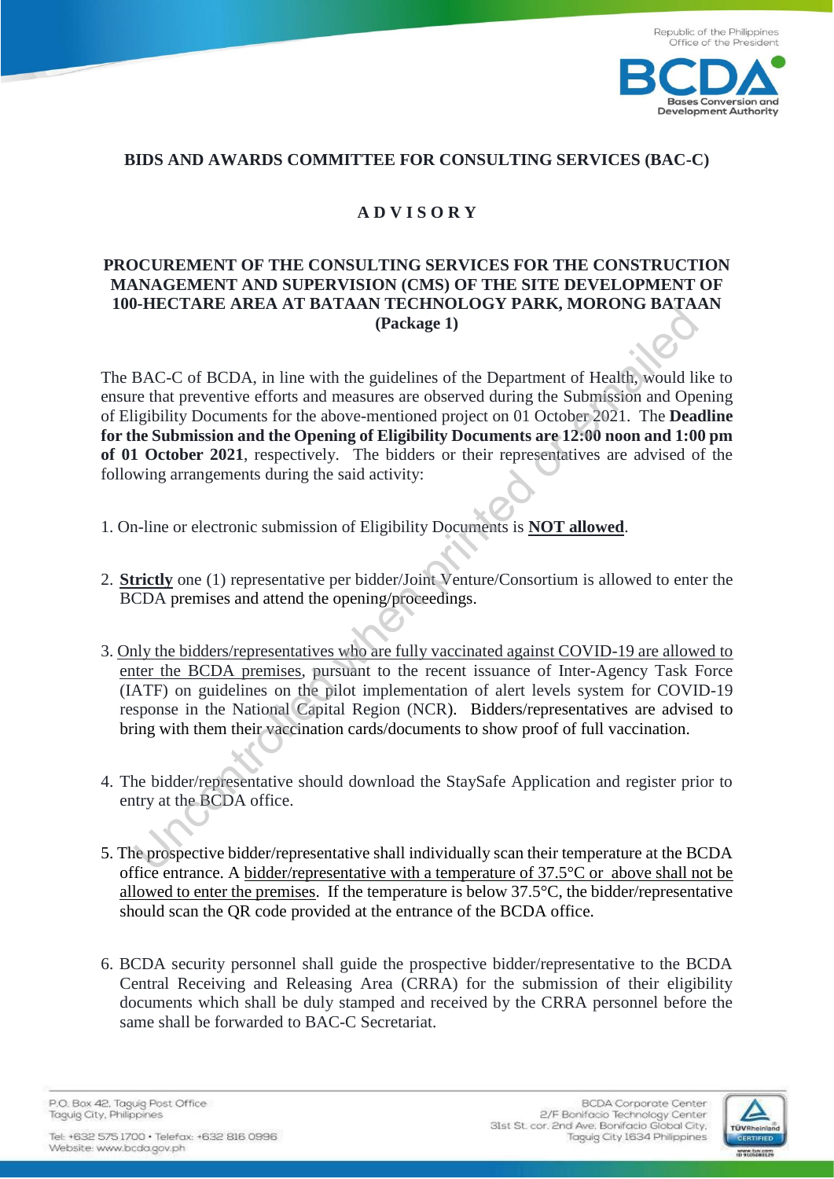Republic of the Philippines
Office of the President

**BCDA**
Bases Conversion and Development Authority

## BIDS AND AWARDS COMMITTEE FOR CONSULTING SERVICES (BAC-C)

## A D V I S O R Y

### PROCUREMENT OF THE CONSULTING SERVICES FOR THE CONSTRUCTION MANAGEMENT AND SUPERVISION (CMS) OF THE SITE DEVELOPMENT OF 100-HECTARE AREA AT BATAAN TECHNOLOGY PARK, MORONG BATAAN (Package 1)

The BAC-C of BCDA, in line with the guidelines of the Department of Health, would like to ensure that preventive efforts and measures are observed during the Submission and Opening of Eligibility Documents for the above-mentioned project on 01 October 2021. The **Deadline for the Submission and the Opening of Eligibility Documents are 12:00 noon and 1:00 pm of 01 October 2021**, respectively. The bidders or their representatives are advised of the following arrangements during the said activity:

1. On-line or electronic submission of Eligibility Documents is **NOT allowed**.

2. **Strictly** one (1) representative per bidder/Joint Venture/Consortium is allowed to enter the BCDA premises and attend the opening/proceedings.

3. Only the bidders/representatives who are fully vaccinated against COVID-19 are allowed to enter the BCDA premises, pursuant to the recent issuance of Inter-Agency Task Force (IATF) on guidelines on the pilot implementation of alert levels system for COVID-19 response in the National Capital Region (NCR). Bidders/representatives are advised to bring with them their vaccination cards/documents to show proof of full vaccination.

4. The bidder/representative should download the StaySafe Application and register prior to entry at the BCDA office.

5. The prospective bidder/representative shall individually scan their temperature at the BCDA office entrance. A bidder/representative with a temperature of 37.5°C or above shall not be allowed to enter the premises. If the temperature is below 37.5°C, the bidder/representative should scan the QR code provided at the entrance of the BCDA office.

6. BCDA security personnel shall guide the prospective bidder/representative to the BCDA Central Receiving and Releasing Area (CRRA) for the submission of their eligibility documents which shall be duly stamped and received by the CRRA personnel before the same shall be forwarded to BAC-C Secretariat.

P.O. Box 42, Taguig Post Office
Taguig City, Philippines

Tel: +632 575 1700 • Telefax: +632 816 0996
Website: www.bcda.gov.ph

BCDA Corporate Center
2/F Bonifacio Technology Center
31st St. cor. 2nd Ave. Bonifacio Global City,
Taguig City 1634 Philippines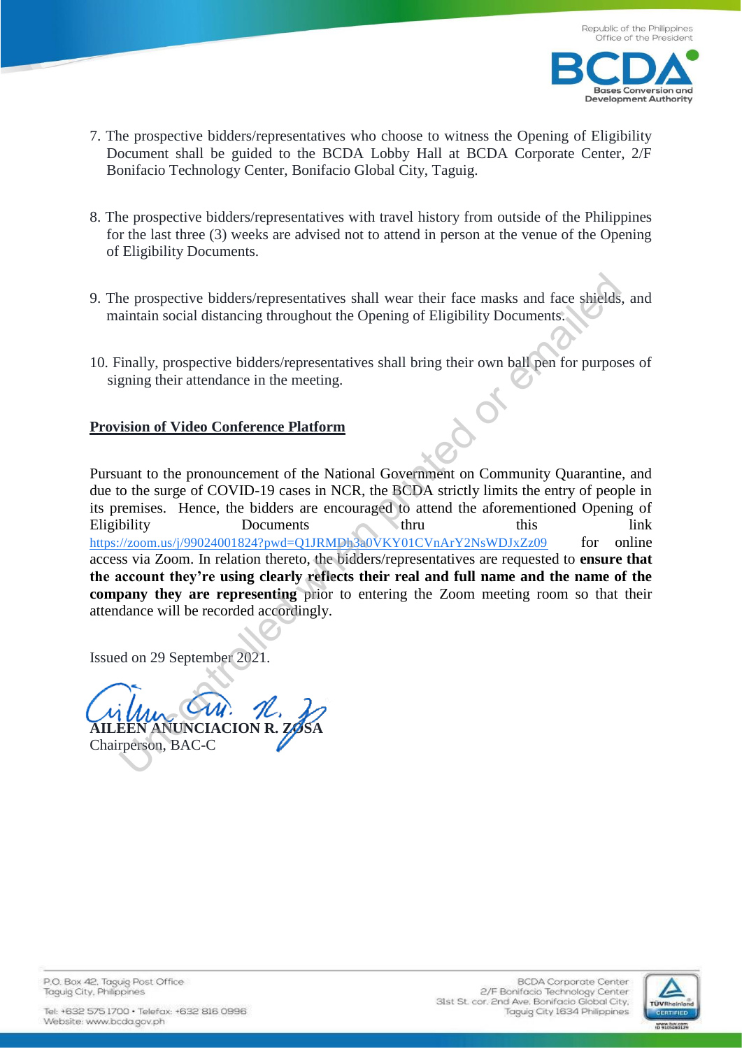7. The prospective bidders/representatives who choose to witness the Opening of Eligibility Document shall be guided to the BCDA Lobby Hall at BCDA Corporate Center, 2/F Bonifacio Technology Center, Bonifacio Global City, Taguig.

8. The prospective bidders/representatives with travel history from outside of the Philippines for the last three (3) weeks are advised not to attend in person at the venue of the Opening of Eligibility Documents.

9. The prospective bidders/representatives shall wear their face masks and face shields, and maintain social distancing throughout the Opening of Eligibility Documents.

10. Finally, prospective bidders/representatives shall bring their own ball pen for purposes of signing their attendance in the meeting.

**Provision of Video Conference Platform**

Pursuant to the pronouncement of the National Government on Community Quarantine, and due to the surge of COVID-19 cases in NCR, the BCDA strictly limits the entry of people in its premises. Hence, the bidders are encouraged to attend the aforementioned Opening of Eligibility Documents thru this link https://zoom.us/j/99024001824?pwd=Q1JRMDh3a0VKY01CVnArY2NsWDJxZz09 for online access via Zoom. In relation thereto, the bidders/representatives are requested to **ensure that the account they're using clearly reflects their real and full name and the name of the company they are representing** prior to entering the Zoom meeting room so that their attendance will be recorded accordingly.

Issued on 29 September 2021.

**AILEEN ANUNCIACION R. ZOSA**
Chairperson, BAC-C